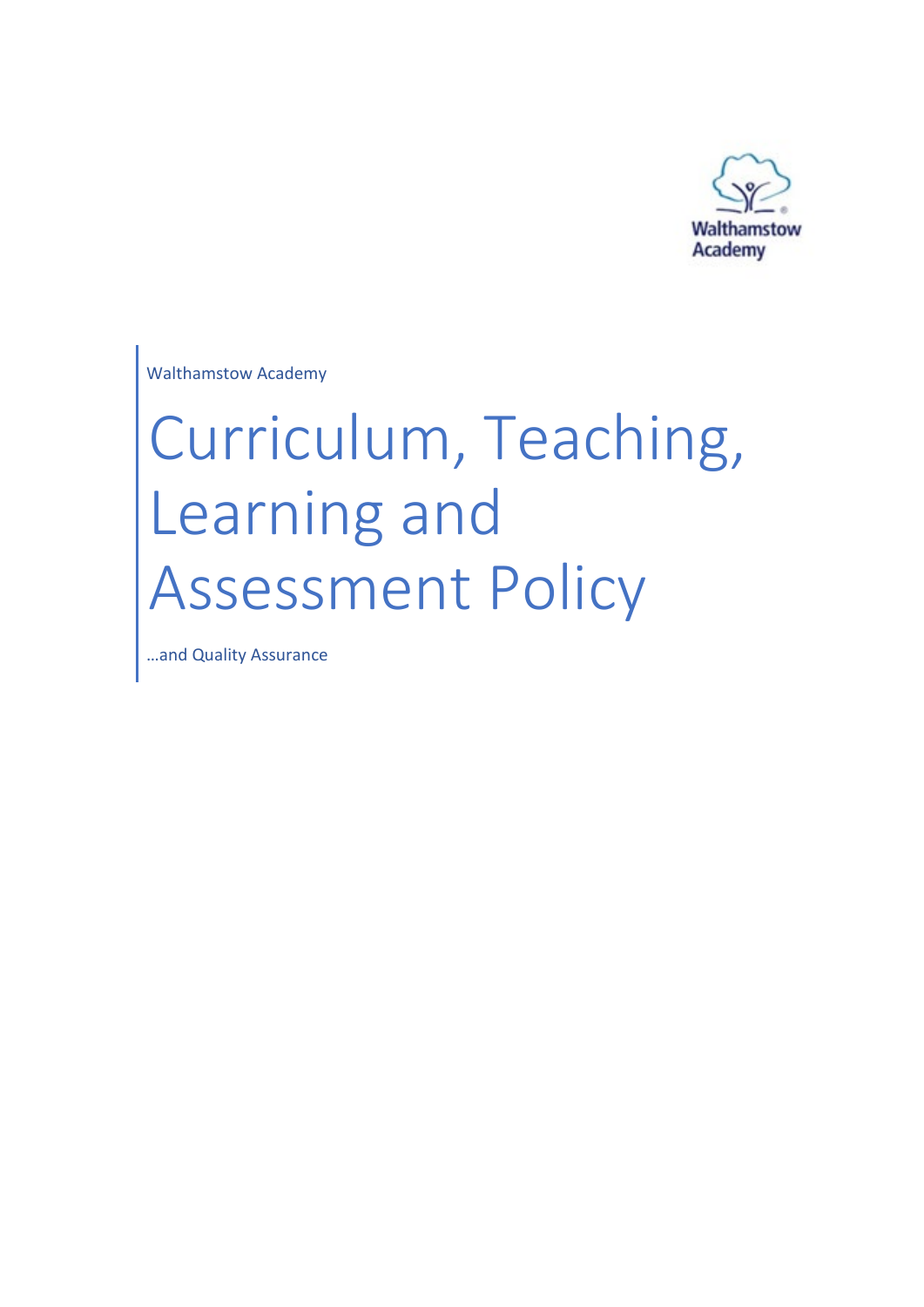Walthamstow Academy

# Curriculum, Teaching, Learning and Assessment Policy

…and Quality Assurance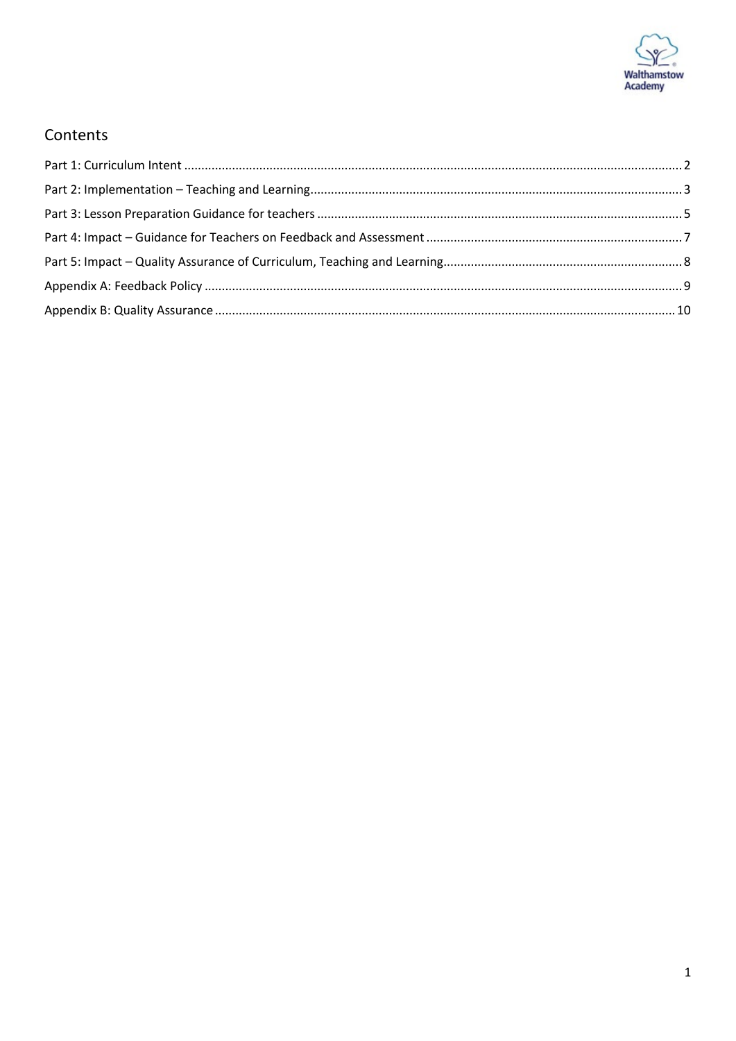## Contents

Part 1: Curriculum Intent ........ 2

Part 2: Implementation – Teaching and Learning ........ 3

Part 3: Lesson Preparation Guidance for teachers ........ 5

Part 4: Impact – Guidance for Teachers on Feedback and Assessment ........ 7

Part 5: Impact – Quality Assurance of Curriculum, Teaching and Learning ........ 8

Appendix A: Feedback Policy ........ 9

Appendix B: Quality Assurance ........ 10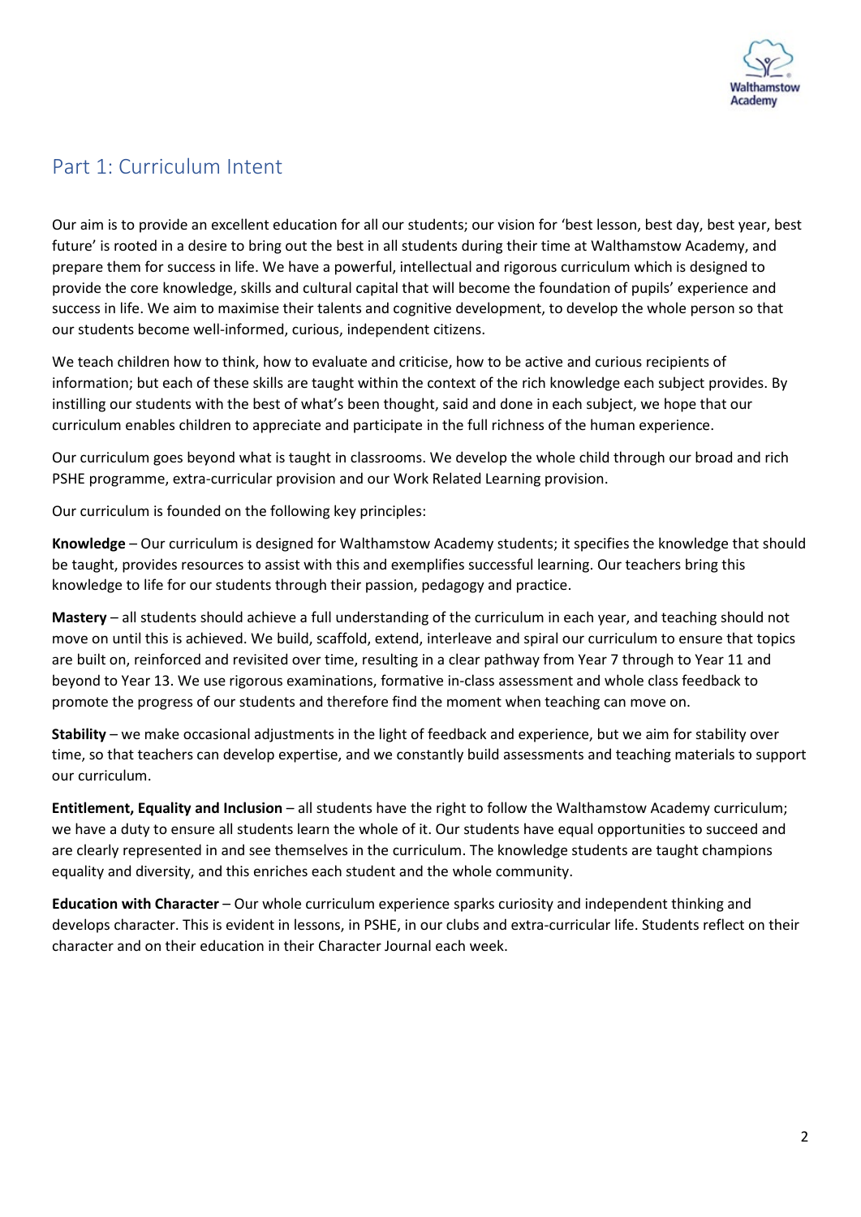## Part 1: Curriculum Intent

Our aim is to provide an excellent education for all our students; our vision for 'best lesson, best day, best year, best future' is rooted in a desire to bring out the best in all students during their time at Walthamstow Academy, and prepare them for success in life. We have a powerful, intellectual and rigorous curriculum which is designed to provide the core knowledge, skills and cultural capital that will become the foundation of pupils' experience and success in life. We aim to maximise their talents and cognitive development, to develop the whole person so that our students become well-informed, curious, independent citizens.

We teach children how to think, how to evaluate and criticise, how to be active and curious recipients of information; but each of these skills are taught within the context of the rich knowledge each subject provides. By instilling our students with the best of what's been thought, said and done in each subject, we hope that our curriculum enables children to appreciate and participate in the full richness of the human experience.

Our curriculum goes beyond what is taught in classrooms. We develop the whole child through our broad and rich PSHE programme, extra-curricular provision and our Work Related Learning provision.

Our curriculum is founded on the following key principles:

**Knowledge** – Our curriculum is designed for Walthamstow Academy students; it specifies the knowledge that should be taught, provides resources to assist with this and exemplifies successful learning. Our teachers bring this knowledge to life for our students through their passion, pedagogy and practice.

**Mastery** – all students should achieve a full understanding of the curriculum in each year, and teaching should not move on until this is achieved. We build, scaffold, extend, interleave and spiral our curriculum to ensure that topics are built on, reinforced and revisited over time, resulting in a clear pathway from Year 7 through to Year 11 and beyond to Year 13. We use rigorous examinations, formative in-class assessment and whole class feedback to promote the progress of our students and therefore find the moment when teaching can move on.

**Stability** – we make occasional adjustments in the light of feedback and experience, but we aim for stability over time, so that teachers can develop expertise, and we constantly build assessments and teaching materials to support our curriculum.

**Entitlement, Equality and Inclusion** – all students have the right to follow the Walthamstow Academy curriculum; we have a duty to ensure all students learn the whole of it. Our students have equal opportunities to succeed and are clearly represented in and see themselves in the curriculum. The knowledge students are taught champions equality and diversity, and this enriches each student and the whole community.

**Education with Character** – Our whole curriculum experience sparks curiosity and independent thinking and develops character. This is evident in lessons, in PSHE, in our clubs and extra-curricular life. Students reflect on their character and on their education in their Character Journal each week.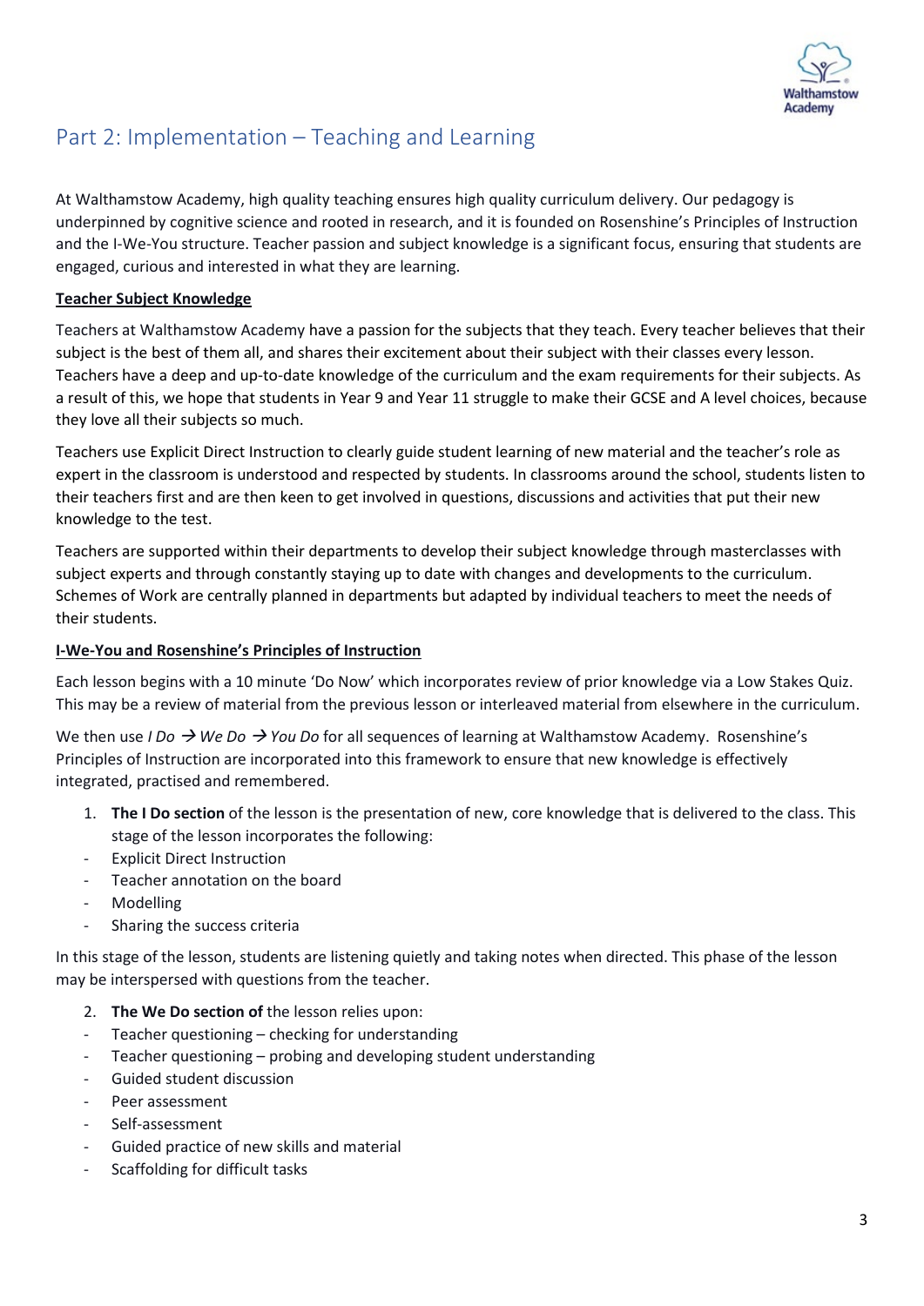## Part 2: Implementation – Teaching and Learning

At Walthamstow Academy, high quality teaching ensures high quality curriculum delivery. Our pedagogy is underpinned by cognitive science and rooted in research, and it is founded on Rosenshine's Principles of Instruction and the I-We-You structure. Teacher passion and subject knowledge is a significant focus, ensuring that students are engaged, curious and interested in what they are learning.

**Teacher Subject Knowledge**

Teachers at Walthamstow Academy have a passion for the subjects that they teach. Every teacher believes that their subject is the best of them all, and shares their excitement about their subject with their classes every lesson. Teachers have a deep and up-to-date knowledge of the curriculum and the exam requirements for their subjects. As a result of this, we hope that students in Year 9 and Year 11 struggle to make their GCSE and A level choices, because they love all their subjects so much.

Teachers use Explicit Direct Instruction to clearly guide student learning of new material and the teacher's role as expert in the classroom is understood and respected by students. In classrooms around the school, students listen to their teachers first and are then keen to get involved in questions, discussions and activities that put their new knowledge to the test.

Teachers are supported within their departments to develop their subject knowledge through masterclasses with subject experts and through constantly staying up to date with changes and developments to the curriculum. Schemes of Work are centrally planned in departments but adapted by individual teachers to meet the needs of their students.

**I-We-You and Rosenshine's Principles of Instruction**

Each lesson begins with a 10 minute 'Do Now' which incorporates review of prior knowledge via a Low Stakes Quiz. This may be a review of material from the previous lesson or interleaved material from elsewhere in the curriculum.

We then use *I Do → We Do → You Do* for all sequences of learning at Walthamstow Academy. Rosenshine's Principles of Instruction are incorporated into this framework to ensure that new knowledge is effectively integrated, practised and remembered.

1. **The I Do section** of the lesson is the presentation of new, core knowledge that is delivered to the class. This stage of the lesson incorporates the following:

- Explicit Direct Instruction
- Teacher annotation on the board
- Modelling
- Sharing the success criteria

In this stage of the lesson, students are listening quietly and taking notes when directed. This phase of the lesson may be interspersed with questions from the teacher.

2. **The We Do section of** the lesson relies upon:

- Teacher questioning – checking for understanding
- Teacher questioning – probing and developing student understanding
- Guided student discussion
- Peer assessment
- Self-assessment
- Guided practice of new skills and material
- Scaffolding for difficult tasks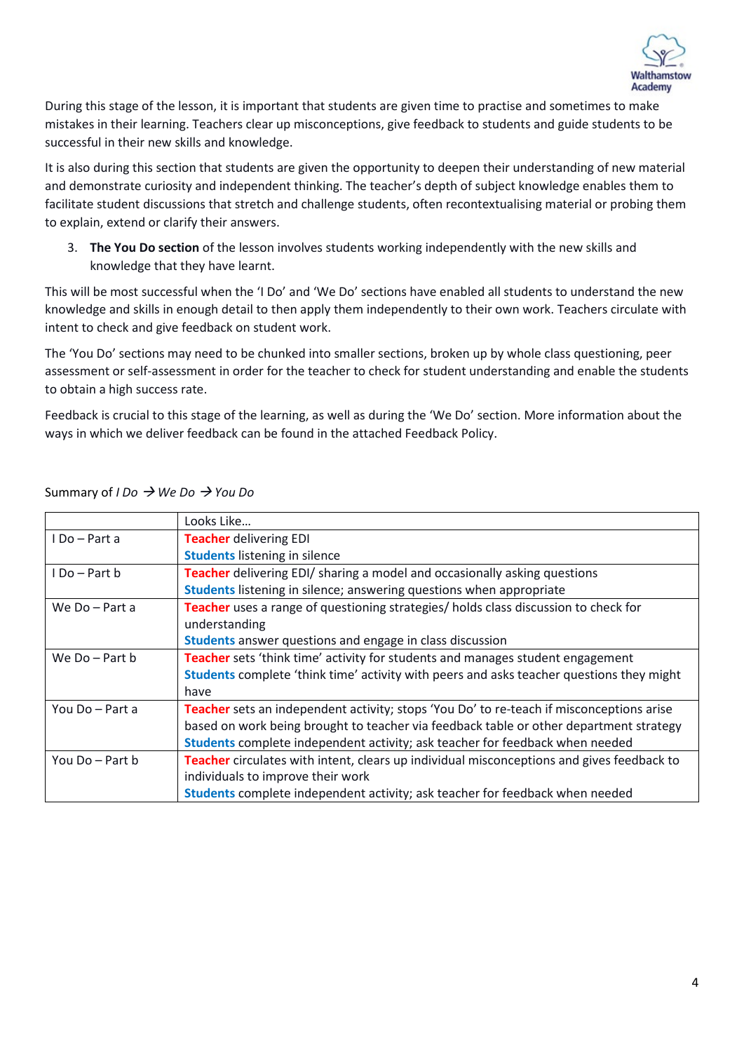During this stage of the lesson, it is important that students are given time to practise and sometimes to make mistakes in their learning. Teachers clear up misconceptions, give feedback to students and guide students to be successful in their new skills and knowledge.

It is also during this section that students are given the opportunity to deepen their understanding of new material and demonstrate curiosity and independent thinking. The teacher's depth of subject knowledge enables them to facilitate student discussions that stretch and challenge students, often recontextualising material or probing them to explain, extend or clarify their answers.

3. **The You Do section** of the lesson involves students working independently with the new skills and knowledge that they have learnt.

This will be most successful when the 'I Do' and 'We Do' sections have enabled all students to understand the new knowledge and skills in enough detail to then apply them independently to their own work. Teachers circulate with intent to check and give feedback on student work.

The 'You Do' sections may need to be chunked into smaller sections, broken up by whole class questioning, peer assessment or self-assessment in order for the teacher to check for student understanding and enable the students to obtain a high success rate.

Feedback is crucial to this stage of the learning, as well as during the 'We Do' section. More information about the ways in which we deliver feedback can be found in the attached Feedback Policy.

Summary of *I Do → We Do → You Do*

| | Looks Like… |
|---|---|
| I Do – Part a | **Teacher** delivering EDI<br>**Students** listening in silence |
| I Do – Part b | **Teacher** delivering EDI/ sharing a model and occasionally asking questions<br>**Students** listening in silence; answering questions when appropriate |
| We Do – Part a | **Teacher** uses a range of questioning strategies/ holds class discussion to check for understanding<br>**Students** answer questions and engage in class discussion |
| We Do – Part b | **Teacher** sets 'think time' activity for students and manages student engagement<br>**Students** complete 'think time' activity with peers and asks teacher questions they might have |
| You Do – Part a | **Teacher** sets an independent activity; stops 'You Do' to re-teach if misconceptions arise based on work being brought to teacher via feedback table or other department strategy<br>**Students** complete independent activity; ask teacher for feedback when needed |
| You Do – Part b | **Teacher** circulates with intent, clears up individual misconceptions and gives feedback to individuals to improve their work<br>**Students** complete independent activity; ask teacher for feedback when needed |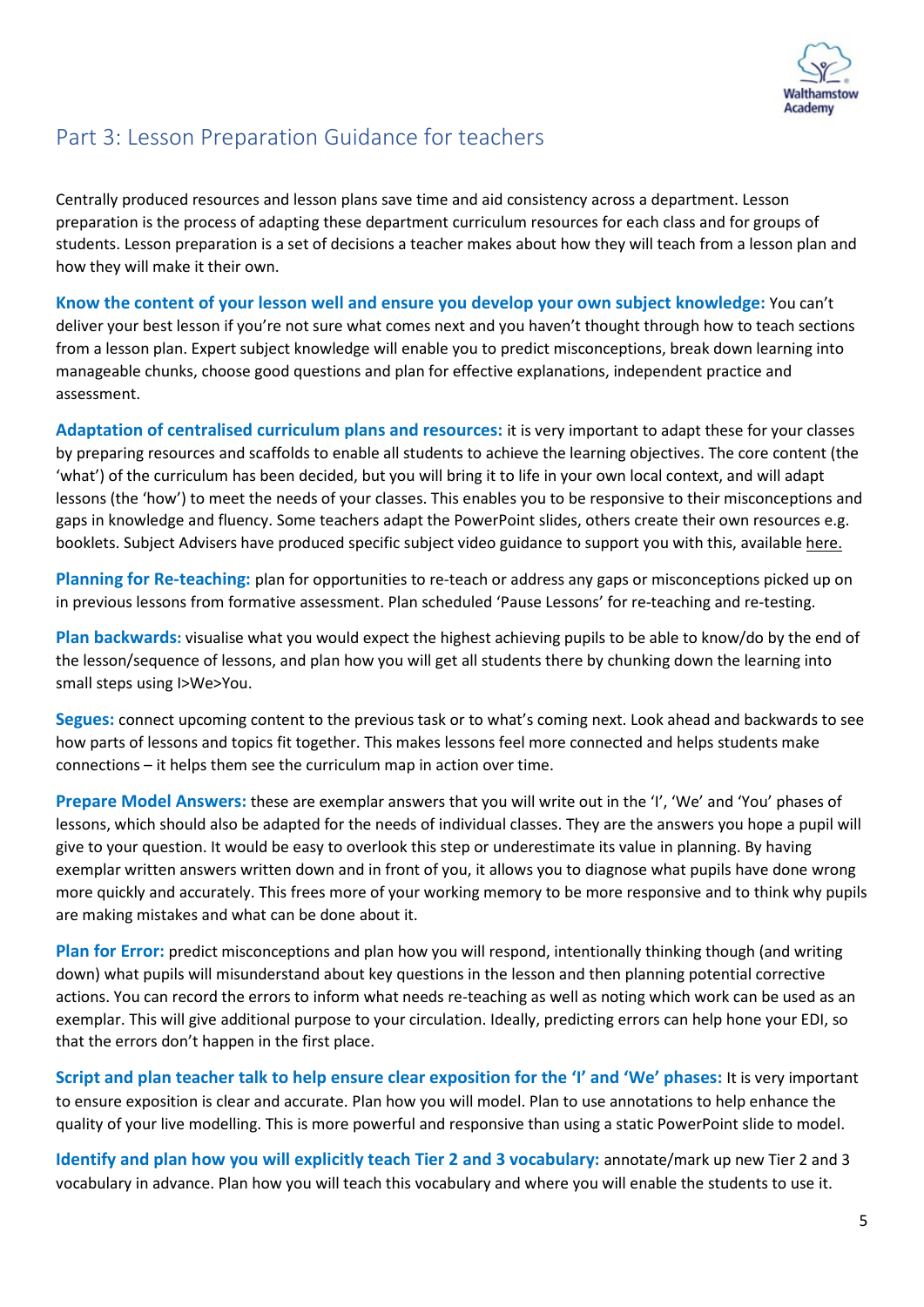## Part 3: Lesson Preparation Guidance for teachers

Centrally produced resources and lesson plans save time and aid consistency across a department. Lesson preparation is the process of adapting these department curriculum resources for each class and for groups of students. Lesson preparation is a set of decisions a teacher makes about how they will teach from a lesson plan and how they will make it their own.

**Know the content of your lesson well and ensure you develop your own subject knowledge:** You can't deliver your best lesson if you're not sure what comes next and you haven't thought through how to teach sections from a lesson plan. Expert subject knowledge will enable you to predict misconceptions, break down learning into manageable chunks, choose good questions and plan for effective explanations, independent practice and assessment.

**Adaptation of centralised curriculum plans and resources:** it is very important to adapt these for your classes by preparing resources and scaffolds to enable all students to achieve the learning objectives. The core content (the 'what') of the curriculum has been decided, but you will bring it to life in your own local context, and will adapt lessons (the 'how') to meet the needs of your classes. This enables you to be responsive to their misconceptions and gaps in knowledge and fluency. Some teachers adapt the PowerPoint slides, others create their own resources e.g. booklets. Subject Advisers have produced specific subject video guidance to support you with this, available here.

**Planning for Re-teaching:** plan for opportunities to re-teach or address any gaps or misconceptions picked up on in previous lessons from formative assessment. Plan scheduled 'Pause Lessons' for re-teaching and re-testing.

**Plan backwards:** visualise what you would expect the highest achieving pupils to be able to know/do by the end of the lesson/sequence of lessons, and plan how you will get all students there by chunking down the learning into small steps using I>We>You.

**Segues:** connect upcoming content to the previous task or to what's coming next. Look ahead and backwards to see how parts of lessons and topics fit together. This makes lessons feel more connected and helps students make connections – it helps them see the curriculum map in action over time.

**Prepare Model Answers:** these are exemplar answers that you will write out in the 'I', 'We' and 'You' phases of lessons, which should also be adapted for the needs of individual classes. They are the answers you hope a pupil will give to your question. It would be easy to overlook this step or underestimate its value in planning. By having exemplar written answers written down and in front of you, it allows you to diagnose what pupils have done wrong more quickly and accurately. This frees more of your working memory to be more responsive and to think why pupils are making mistakes and what can be done about it.

**Plan for Error:** predict misconceptions and plan how you will respond, intentionally thinking though (and writing down) what pupils will misunderstand about key questions in the lesson and then planning potential corrective actions. You can record the errors to inform what needs re-teaching as well as noting which work can be used as an exemplar. This will give additional purpose to your circulation. Ideally, predicting errors can help hone your EDI, so that the errors don't happen in the first place.

**Script and plan teacher talk to help ensure clear exposition for the 'I' and 'We' phases:** It is very important to ensure exposition is clear and accurate. Plan how you will model. Plan to use annotations to help enhance the quality of your live modelling. This is more powerful and responsive than using a static PowerPoint slide to model.

**Identify and plan how you will explicitly teach Tier 2 and 3 vocabulary:** annotate/mark up new Tier 2 and 3 vocabulary in advance. Plan how you will teach this vocabulary and where you will enable the students to use it.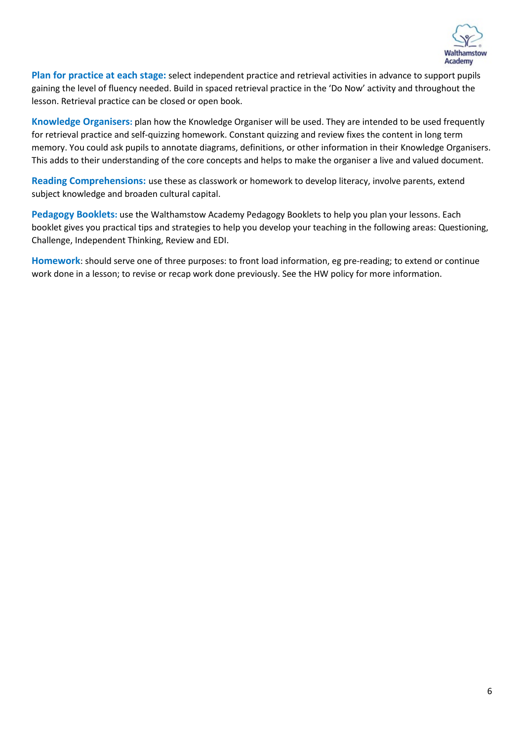**Plan for practice at each stage:** select independent practice and retrieval activities in advance to support pupils gaining the level of fluency needed. Build in spaced retrieval practice in the 'Do Now' activity and throughout the lesson. Retrieval practice can be closed or open book.

**Knowledge Organisers:** plan how the Knowledge Organiser will be used. They are intended to be used frequently for retrieval practice and self-quizzing homework. Constant quizzing and review fixes the content in long term memory. You could ask pupils to annotate diagrams, definitions, or other information in their Knowledge Organisers. This adds to their understanding of the core concepts and helps to make the organiser a live and valued document.

**Reading Comprehensions:** use these as classwork or homework to develop literacy, involve parents, extend subject knowledge and broaden cultural capital.

**Pedagogy Booklets:** use the Walthamstow Academy Pedagogy Booklets to help you plan your lessons. Each booklet gives you practical tips and strategies to help you develop your teaching in the following areas: Questioning, Challenge, Independent Thinking, Review and EDI.

**Homework**: should serve one of three purposes: to front load information, eg pre-reading; to extend or continue work done in a lesson; to revise or recap work done previously. See the HW policy for more information.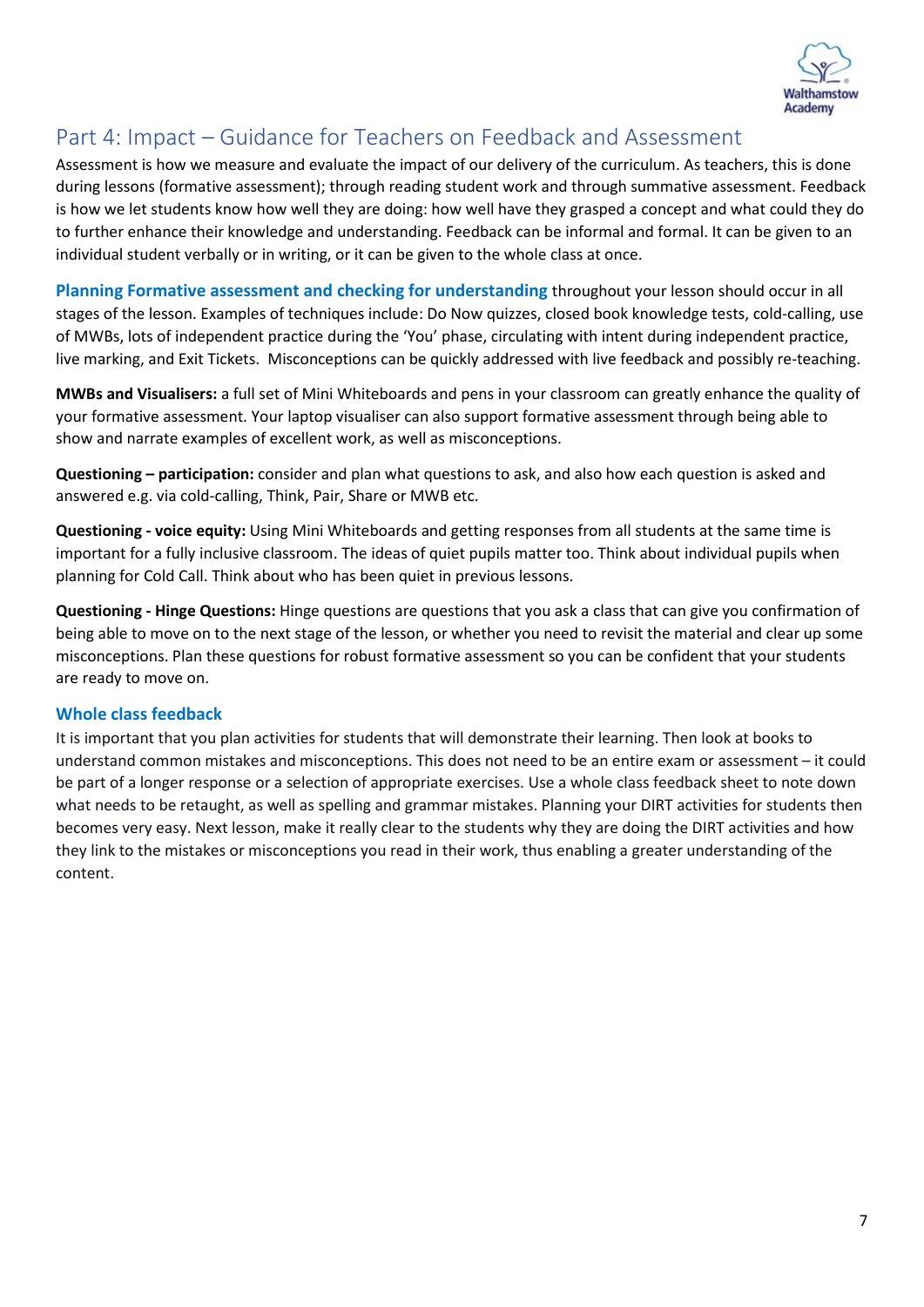## Part 4: Impact – Guidance for Teachers on Feedback and Assessment

Assessment is how we measure and evaluate the impact of our delivery of the curriculum. As teachers, this is done during lessons (formative assessment); through reading student work and through summative assessment. Feedback is how we let students know how well they are doing: how well have they grasped a concept and what could they do to further enhance their knowledge and understanding. Feedback can be informal and formal. It can be given to an individual student verbally or in writing, or it can be given to the whole class at once.

**Planning Formative assessment and checking for understanding** throughout your lesson should occur in all stages of the lesson. Examples of techniques include: Do Now quizzes, closed book knowledge tests, cold-calling, use of MWBs, lots of independent practice during the 'You' phase, circulating with intent during independent practice, live marking, and Exit Tickets. Misconceptions can be quickly addressed with live feedback and possibly re-teaching.

**MWBs and Visualisers:** a full set of Mini Whiteboards and pens in your classroom can greatly enhance the quality of your formative assessment. Your laptop visualiser can also support formative assessment through being able to show and narrate examples of excellent work, as well as misconceptions.

**Questioning – participation:** consider and plan what questions to ask, and also how each question is asked and answered e.g. via cold-calling, Think, Pair, Share or MWB etc.

**Questioning - voice equity:** Using Mini Whiteboards and getting responses from all students at the same time is important for a fully inclusive classroom. The ideas of quiet pupils matter too. Think about individual pupils when planning for Cold Call. Think about who has been quiet in previous lessons.

**Questioning - Hinge Questions:** Hinge questions are questions that you ask a class that can give you confirmation of being able to move on to the next stage of the lesson, or whether you need to revisit the material and clear up some misconceptions. Plan these questions for robust formative assessment so you can be confident that your students are ready to move on.

### Whole class feedback

It is important that you plan activities for students that will demonstrate their learning. Then look at books to understand common mistakes and misconceptions. This does not need to be an entire exam or assessment – it could be part of a longer response or a selection of appropriate exercises. Use a whole class feedback sheet to note down what needs to be retaught, as well as spelling and grammar mistakes. Planning your DIRT activities for students then becomes very easy. Next lesson, make it really clear to the students why they are doing the DIRT activities and how they link to the mistakes or misconceptions you read in their work, thus enabling a greater understanding of the content.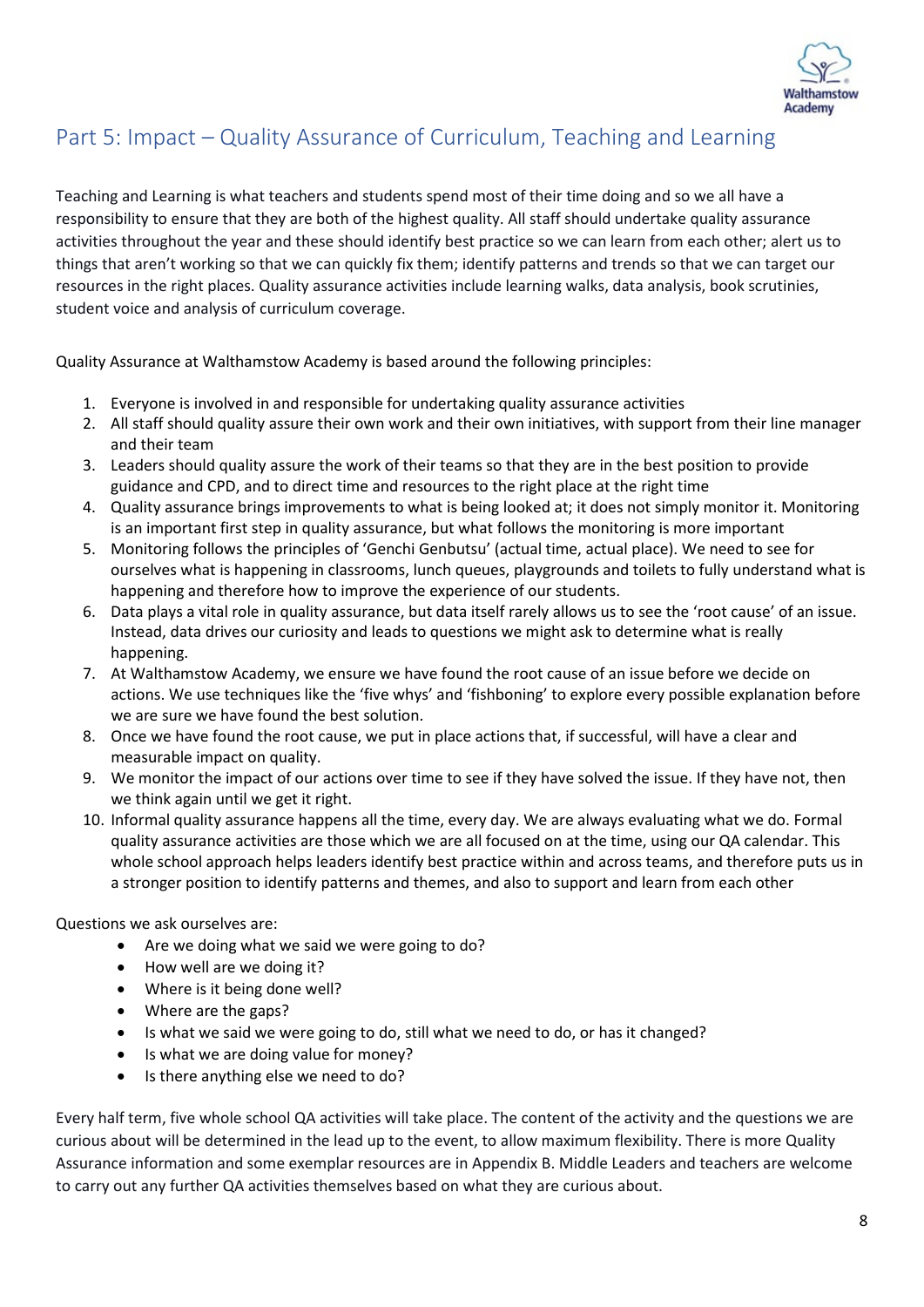## Part 5: Impact – Quality Assurance of Curriculum, Teaching and Learning

Teaching and Learning is what teachers and students spend most of their time doing and so we all have a responsibility to ensure that they are both of the highest quality. All staff should undertake quality assurance activities throughout the year and these should identify best practice so we can learn from each other; alert us to things that aren't working so that we can quickly fix them; identify patterns and trends so that we can target our resources in the right places. Quality assurance activities include learning walks, data analysis, book scrutinies, student voice and analysis of curriculum coverage.

Quality Assurance at Walthamstow Academy is based around the following principles:

1. Everyone is involved in and responsible for undertaking quality assurance activities
2. All staff should quality assure their own work and their own initiatives, with support from their line manager and their team
3. Leaders should quality assure the work of their teams so that they are in the best position to provide guidance and CPD, and to direct time and resources to the right place at the right time
4. Quality assurance brings improvements to what is being looked at; it does not simply monitor it. Monitoring is an important first step in quality assurance, but what follows the monitoring is more important
5. Monitoring follows the principles of 'Genchi Genbutsu' (actual time, actual place). We need to see for ourselves what is happening in classrooms, lunch queues, playgrounds and toilets to fully understand what is happening and therefore how to improve the experience of our students.
6. Data plays a vital role in quality assurance, but data itself rarely allows us to see the 'root cause' of an issue. Instead, data drives our curiosity and leads to questions we might ask to determine what is really happening.
7. At Walthamstow Academy, we ensure we have found the root cause of an issue before we decide on actions. We use techniques like the 'five whys' and 'fishboning' to explore every possible explanation before we are sure we have found the best solution.
8. Once we have found the root cause, we put in place actions that, if successful, will have a clear and measurable impact on quality.
9. We monitor the impact of our actions over time to see if they have solved the issue. If they have not, then we think again until we get it right.
10. Informal quality assurance happens all the time, every day. We are always evaluating what we do. Formal quality assurance activities are those which we are all focused on at the time, using our QA calendar. This whole school approach helps leaders identify best practice within and across teams, and therefore puts us in a stronger position to identify patterns and themes, and also to support and learn from each other

Questions we ask ourselves are:

- Are we doing what we said we were going to do?
- How well are we doing it?
- Where is it being done well?
- Where are the gaps?
- Is what we said we were going to do, still what we need to do, or has it changed?
- Is what we are doing value for money?
- Is there anything else we need to do?

Every half term, five whole school QA activities will take place. The content of the activity and the questions we are curious about will be determined in the lead up to the event, to allow maximum flexibility. There is more Quality Assurance information and some exemplar resources are in Appendix B. Middle Leaders and teachers are welcome to carry out any further QA activities themselves based on what they are curious about.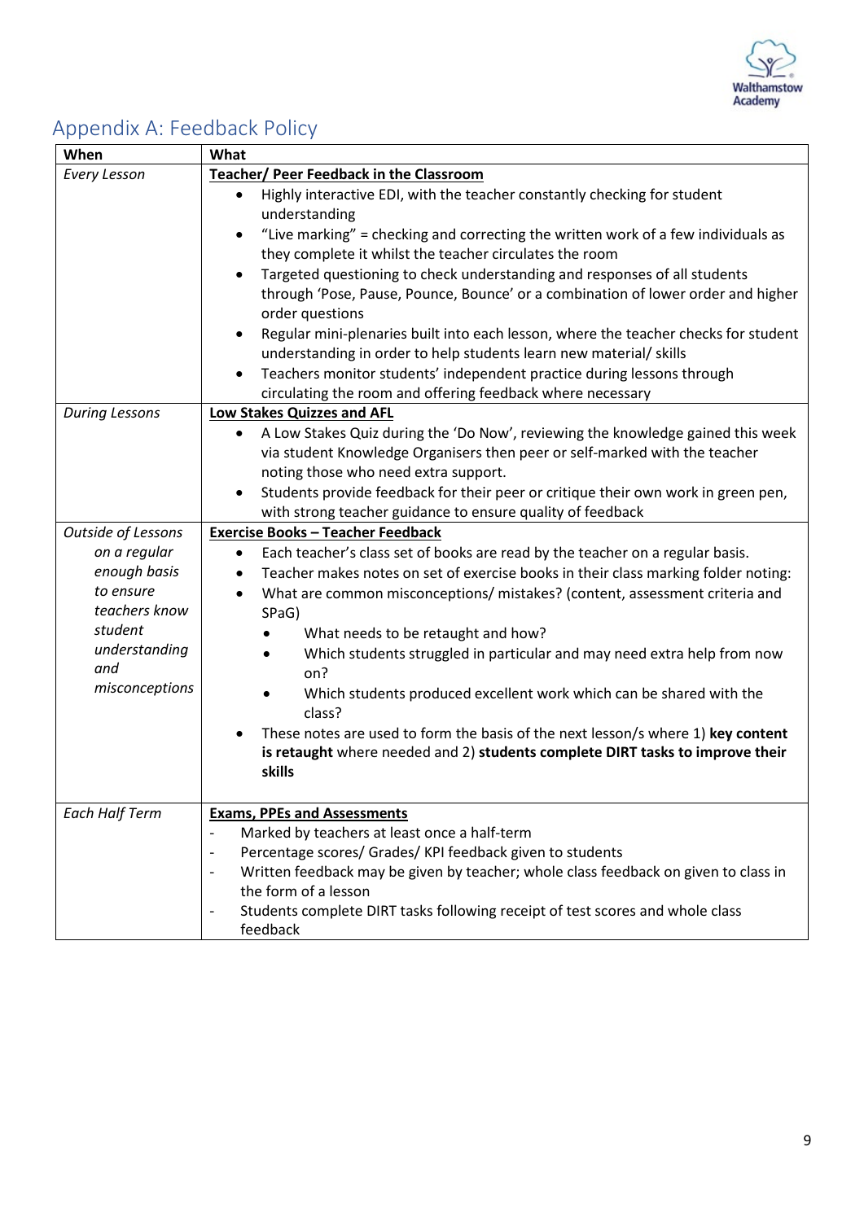## Appendix A: Feedback Policy

| When | What |
|---|---|
| *Every Lesson* | **<u>Teacher/ Peer Feedback in the Classroom</u>**<br>• Highly interactive EDI, with the teacher constantly checking for student understanding<br>• "Live marking" = checking and correcting the written work of a few individuals as they complete it whilst the teacher circulates the room<br>• Targeted questioning to check understanding and responses of all students through 'Pose, Pause, Pounce, Bounce' or a combination of lower order and higher order questions<br>• Regular mini-plenaries built into each lesson, where the teacher checks for student understanding in order to help students learn new material/ skills<br>• Teachers monitor students' independent practice during lessons through circulating the room and offering feedback where necessary |
| *During Lessons* | **<u>Low Stakes Quizzes and AFL</u>**<br>• A Low Stakes Quiz during the 'Do Now', reviewing the knowledge gained this week via student Knowledge Organisers then peer or self-marked with the teacher noting those who need extra support.<br>• Students provide feedback for their peer or critique their own work in green pen, with strong teacher guidance to ensure quality of feedback |
| *Outside of Lessons on a regular enough basis to ensure teachers know student understanding and misconceptions* | **<u>Exercise Books – Teacher Feedback</u>**<br>• Each teacher's class set of books are read by the teacher on a regular basis.<br>• Teacher makes notes on set of exercise books in their class marking folder noting:<br>• What are common misconceptions/ mistakes? (content, assessment criteria and SPaG)<br>&nbsp;&nbsp;&nbsp;&nbsp;• What needs to be retaught and how?<br>&nbsp;&nbsp;&nbsp;&nbsp;• Which students struggled in particular and may need extra help from now on?<br>&nbsp;&nbsp;&nbsp;&nbsp;• Which students produced excellent work which can be shared with the class?<br>• These notes are used to form the basis of the next lesson/s where 1) **key content is retaught** where needed and 2) **students complete DIRT tasks to improve their skills** |
| *Each Half Term* | **<u>Exams, PPEs and Assessments</u>**<br>- Marked by teachers at least once a half-term<br>- Percentage scores/ Grades/ KPI feedback given to students<br>- Written feedback may be given by teacher; whole class feedback on given to class in the form of a lesson<br>- Students complete DIRT tasks following receipt of test scores and whole class feedback |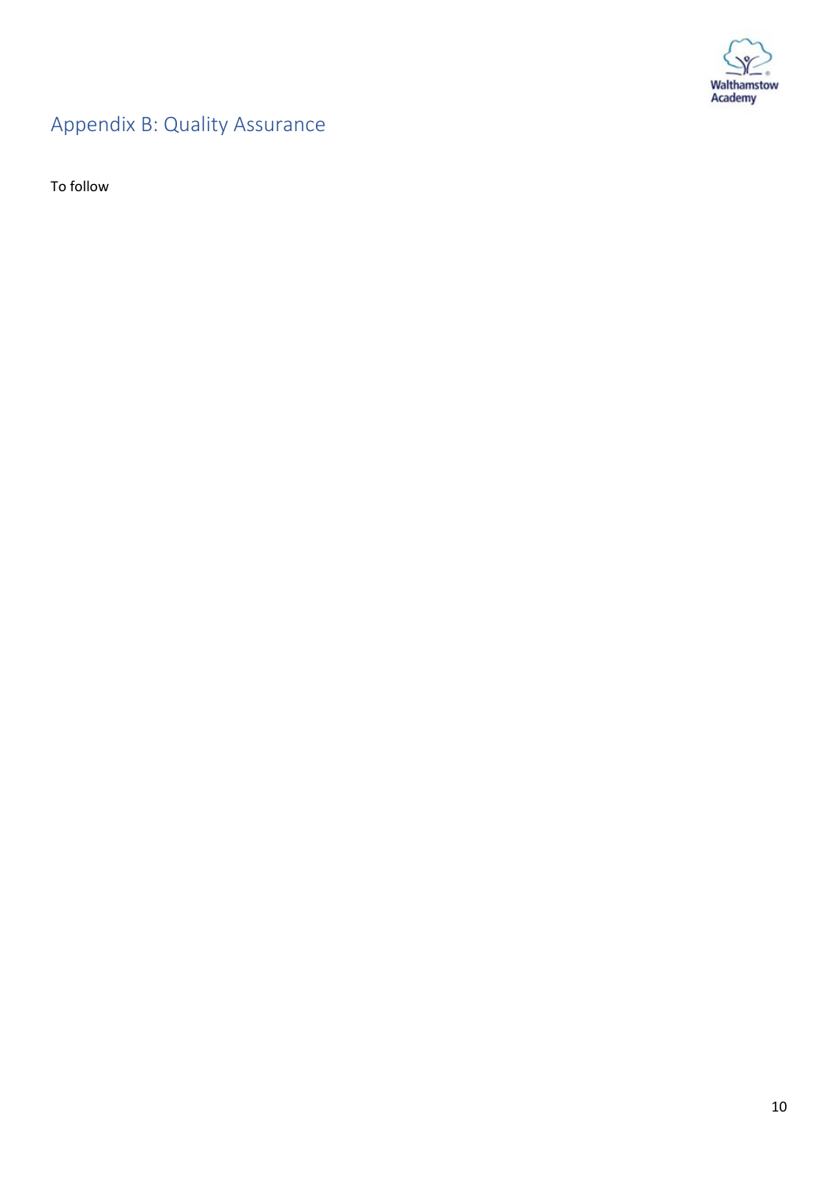## Appendix B: Quality Assurance

To follow